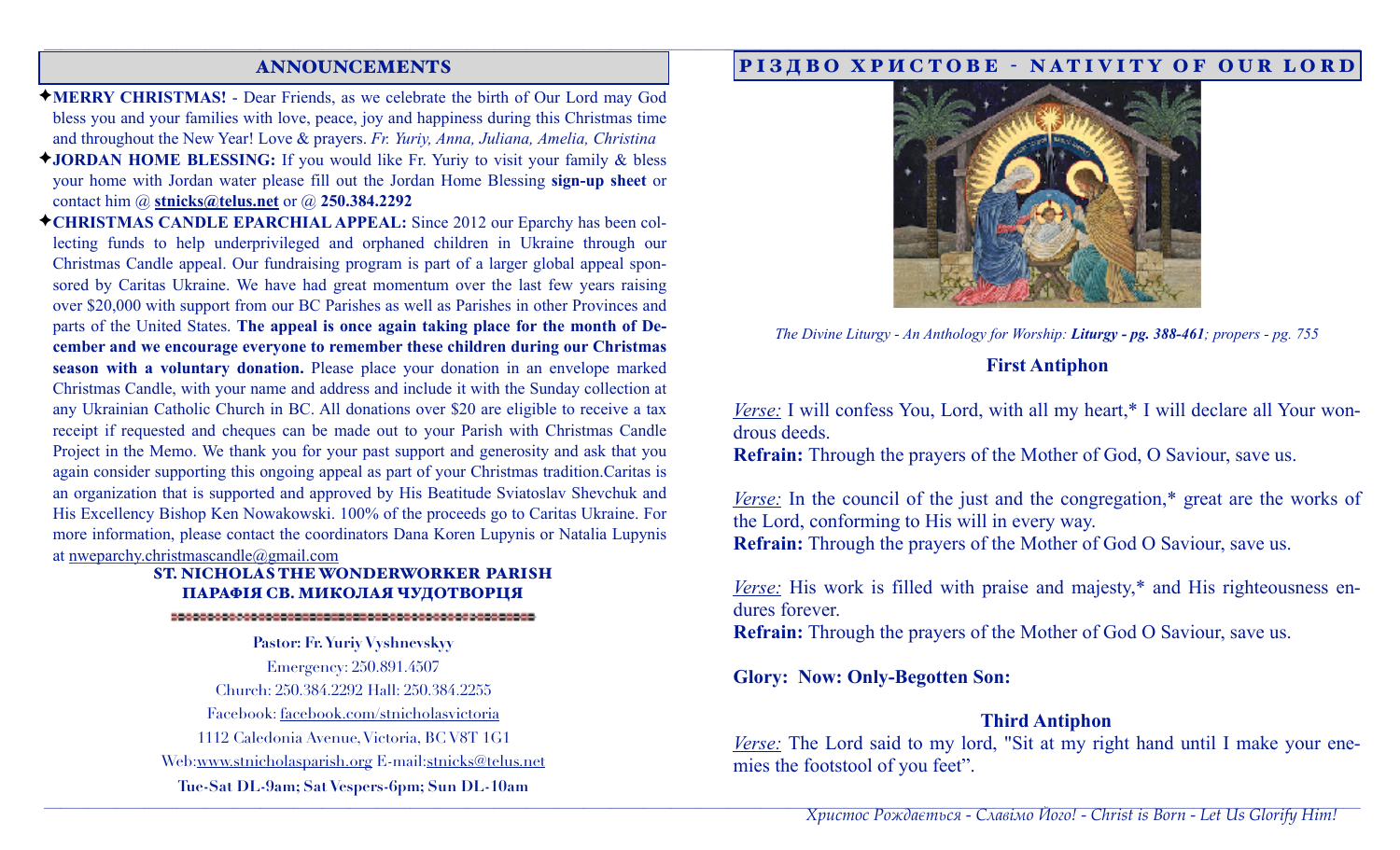## ANNOUNCEMENTS

✦**MERRY CHRISTMAS!** - Dear Friends, as we celebrate the birth of Our Lord may God bless you and your families with love, peace, joy and happiness during this Christmas time and throughout the New Year! Love & prayers. *Fr. Yuriy, Anna, Juliana, Amelia, Christina*

✦**JORDAN HOME BLESSING:** If you would like Fr. Yuriy to visit your family & bless your home with Jordan water please fill out the Jordan Home Blessing **sign-up sheet** or contact him @ **stnicks@telus.net** or @ **250.384.2292**

✦**CHRISTMAS CANDLE EPARCHIAL APPEAL:** Since 2012 our Eparchy has been collecting funds to help underprivileged and orphaned children in Ukraine through our Christmas Candle appeal. Our fundraising program is part of a larger global appeal sponsored by Caritas Ukraine. We have had great momentum over the last few years raising over $20,000 with support from our BC Parishes as well as Parishes in other Provinces and parts of the United States. **The appeal is once again taking place for the month of December and we encourage everyone to remember these children during our Christmas season with a voluntary donation.** Please place your donation in an envelope marked Christmas Candle, with your name and address and include it with the Sunday collection at any Ukrainian Catholic Church in BC. All donations over $20 are eligible to receive a tax receipt if requested and cheques can be made out to your Parish with Christmas Candle Project in the Memo. We thank you for your past support and generosity and ask that you again consider supporting this ongoing appeal as part of your Christmas tradition.Caritas is an organization that is supported and approved by His Beatitude Sviatoslav Shevchuk and His Excellency Bishop Ken Nowakowski. 100% of the proceeds go to Caritas Ukraine. For more information, please contact the coordinators Dana Koren Lupynis or Natalia Lupynis at nweparchy.christmascandle@gmail.com

**ST. NICHOLAS THE WONDERWORKER PARISH**
**ПАРАФІЯ СВ. МИКОЛАЯ ЧУДОТВОРЦЯ**

**Pastor: Fr. Yuriy Vyshnevskyy**
Emergency: 250.891.4507
Church: 250.384.2292 Hall: 250.384.2255
Facebook: facebook.com/stnicholasvictoria
1112 Caledonia Avenue, Victoria, BC V8T 1G1
Web:www.stnicholasparish.org E-mail:stnicks@telus.net
**Tue-Sat DL-9am; Sat Vespers-6pm; Sun DL-10am**

## РІЗДВО ХРИСТОВЕ - NATIVITY OF OUR LORD

*The Divine Liturgy - An Anthology for Worship:* ***Liturgy - pg. 388-461****; propers - pg. 755*

### First Antiphon

*Verse:* I will confess You, Lord, with all my heart,* I will declare all Your wondrous deeds.
**Refrain:** Through the prayers of the Mother of God, O Saviour, save us.

*Verse:* In the council of the just and the congregation,* great are the works of the Lord, conforming to His will in every way.
**Refrain:** Through the prayers of the Mother of God O Saviour, save us.

*Verse:* His work is filled with praise and majesty,* and His righteousness endures forever.
**Refrain:** Through the prayers of the Mother of God O Saviour, save us.

**Glory: Now: Only-Begotten Son:**

### Third Antiphon

*Verse:* The Lord said to my lord, "Sit at my right hand until I make your enemies the footstool of you feet".

*Христос Рождається - Славімо Його! - Christ is Born - Let Us Glorify Him!*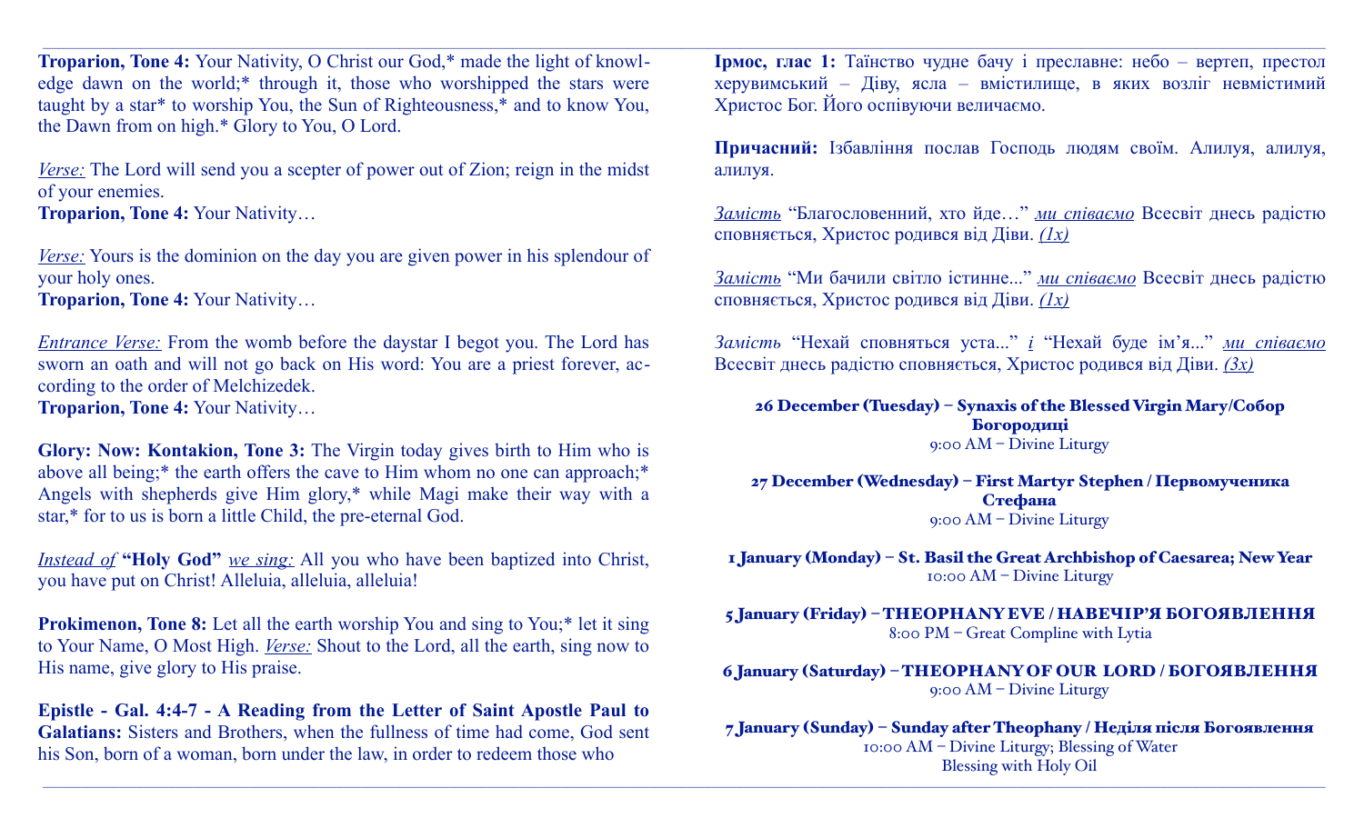**Troparion, Tone 4:** Your Nativity, O Christ our God,* made the light of knowledge dawn on the world;* through it, those who worshipped the stars were taught by a star* to worship You, the Sun of Righteousness,* and to know You, the Dawn from on high.* Glory to You, O Lord.

*Verse:* The Lord will send you a scepter of power out of Zion; reign in the midst of your enemies.
**Troparion, Tone 4:** Your Nativity…

*Verse:* Yours is the dominion on the day you are given power in his splendour of your holy ones.
**Troparion, Tone 4:** Your Nativity…

*Entrance Verse:* From the womb before the daystar I begot you. The Lord has sworn an oath and will not go back on His word: You are a priest forever, according to the order of Melchizedek.
**Troparion, Tone 4:** Your Nativity…

**Glory: Now: Kontakion, Tone 3:** The Virgin today gives birth to Him who is above all being;* the earth offers the cave to Him whom no one can approach;* Angels with shepherds give Him glory,* while Magi make their way with a star,* for to us is born a little Child, the pre-eternal God.

*Instead of* **"Holy God"** *we sing:* All you who have been baptized into Christ, you have put on Christ! Alleluia, alleluia, alleluia!

**Prokimenon, Tone 8:** Let all the earth worship You and sing to You;* let it sing to Your Name, O Most High. *Verse:* Shout to the Lord, all the earth, sing now to His name, give glory to His praise.

**Epistle - Gal. 4:4-7 - A Reading from the Letter of Saint Apostle Paul to Galatians:** Sisters and Brothers, when the fullness of time had come, God sent his Son, born of a woman, born under the law, in order to redeem those who

**Ірмос, глас 1:** Таїнство чудне бачу і преславне: небо – вертеп, престол херувимський – Діву, ясла – вмістилище, в яких возліг невмістимий Христос Бог. Його оспівуючи величаємо.

**Причасний:** Ізбавління послав Господь людям своїм. Алилуя, алилуя, алилуя.

*Замість* "Благословенний, хто йде…" *ми співаємо* Всесвіт днесь радістю сповняється, Христос родився від Діви. *(1x)*

*Замість* "Ми бачили світло істинне..." *ми співаємо* Всесвіт днесь радістю сповняється, Христос родився від Діви. *(1x)*

*Замість* "Нехай сповняться уста..." *і* "Нехай буде ім'я..." *ми співаємо* Всесвіт днесь радістю сповняється, Христос родився від Діви. *(3x)*

**26 December (Tuesday) – Synaxis of the Blessed Virgin Mary/Собор Богородиці**
9:00 AM – Divine Liturgy

**27 December (Wednesday) – First Martyr Stephen / Первомученика Стефана**
9:00 AM – Divine Liturgy

**1 January (Monday) – St. Basil the Great Archbishop of Caesarea; New Year**
10:00 AM – Divine Liturgy

**5 January (Friday) – THEOPHANY EVE / НАВЕЧІР'Я БОГОЯВЛЕННЯ**
8:00 PM – Great Compline with Lytia

**6 January (Saturday) – THEOPHANY OF OUR LORD / БОГОЯВЛЕННЯ**
9:00 AM – Divine Liturgy

**7 January (Sunday) – Sunday after Theophany / Неділя після Богоявлення**
10:00 AM – Divine Liturgy; Blessing of Water
Blessing with Holy Oil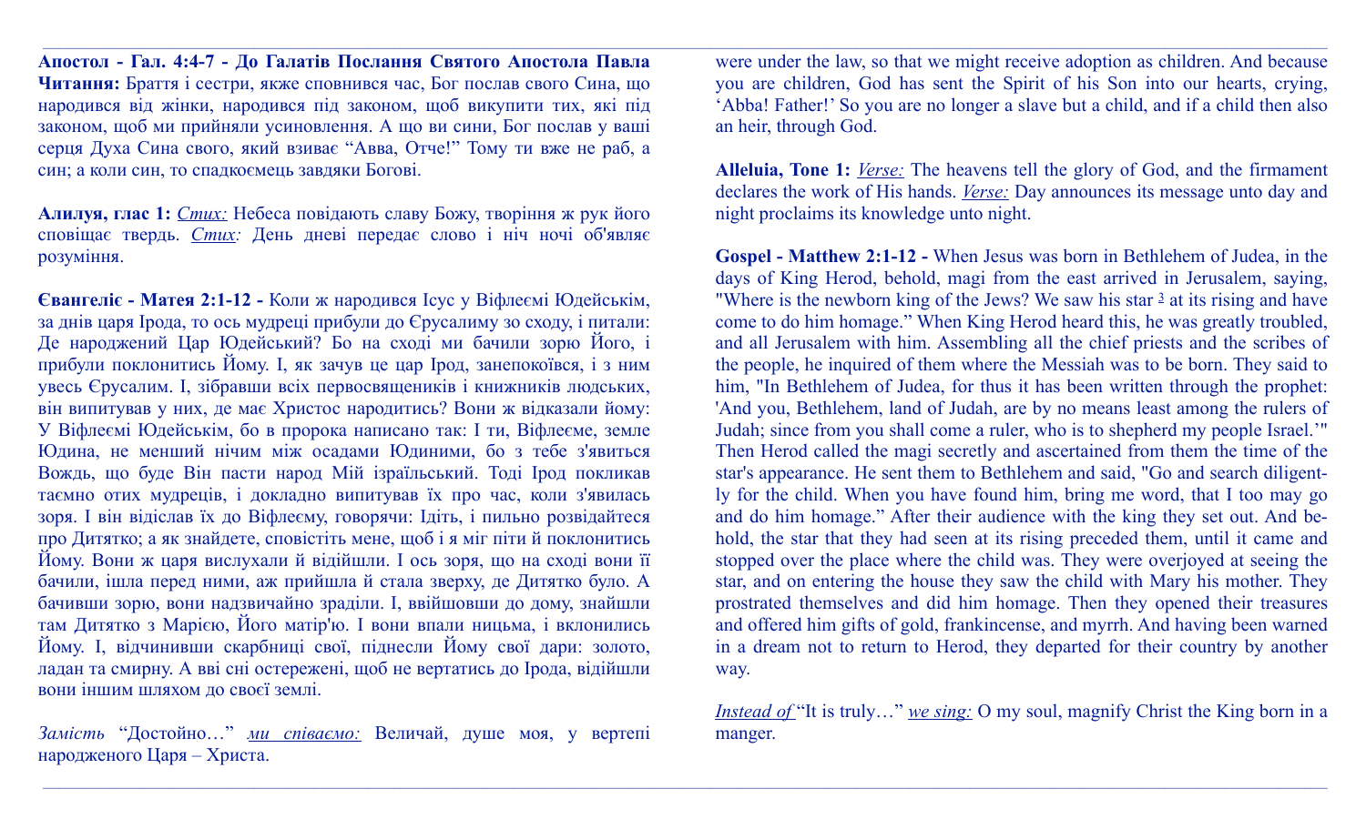**Апостол - Гал. 4:4-7 - До Галатів Послання Святого Апостола Павла Читання:** Браття і сестри, якже сповнився час, Бог послав свого Сина, що народився від жінки, народився під законом, щоб викупити тих, які під законом, щоб ми прийняли усиновлення. А що ви сини, Бог послав у ваші серця Духа Сина свого, який взиває "Авва, Отче!" Тому ти вже не раб, а син; а коли син, то спадкоємець завдяки Богові.

**Алилуя, глас 1:** *Стих:* Небеса повідають славу Божу, творіння ж рук його сповіщає твердь. *Стих:* День дневі передає слово і ніч ночі об'являє розуміння.

**Євангеліє - Матея 2:1-12 -** Коли ж народився Ісус у Вифлеємі Юдейськім, за днів царя Ірода, то ось мудреці прибули до Єрусалиму зо сходу, і питали: Де народжений Цар Юдейський? Бо на сході ми бачили зорю Його, і прибули поклонитись Йому. І, як зачув це цар Ірод, занепокоївся, і з ним увесь Єрусалим. І, зібравши всіх первосвящеників і книжників людських, він випитував у них, де має Христос народитись? Вони ж відказали йому: У Вифлеємі Юдейськім, бо в пророка написано так: І ти, Вифлеєме, земле Юдина, не менший нічим між осадами Юдиними, бо з тебе з'явиться Вождь, що буде Він пасти народ Мій ізраїльський. Тоді Ірод покликав таємно отих мудреців, і докладно випитував їх про час, коли з'явилась зоря. І він відіслав їх до Вифлеєму, говорячи: Ідіть, і пильно розвідайтеся про Дитятко; а як знайдете, сповістіть мене, щоб і я міг піти й поклонитись Йому. Вони ж царя вислухали й відійшли. І ось зоря, що на сході вони її бачили, ішла перед ними, аж прийшла й стала зверху, де Дитятко було. А бачивши зорю, вони надзвичайно зраділи. І, ввійшовши до дому, знайшли там Дитятко з Марією, Його матір'ю. І вони впали ницьма, і вклонились Йому. І, відчинивши скарбниці свої, піднесли Йому свої дари: золото, ладан та смирну. А вві сні остережені, щоб не вертатись до Ірода, відійшли вони іншим шляхом до своєї землі.

*Замість* "Достойно…" *ми співаємо:* Величай, душе моя, у вертепі народженого Царя – Христа.

were under the law, so that we might receive adoption as children. And because you are children, God has sent the Spirit of his Son into our hearts, crying, 'Abba! Father!' So you are no longer a slave but a child, and if a child then also an heir, through God.

**Alleluia, Tone 1:** *Verse:* The heavens tell the glory of God, and the firmament declares the work of His hands. *Verse:* Day announces its message unto day and night proclaims its knowledge unto night.

**Gospel - Matthew 2:1-12 -** When Jesus was born in Bethlehem of Judea, in the days of King Herod, behold, magi from the east arrived in Jerusalem, saying, "Where is the newborn king of the Jews? We saw his star [3] at its rising and have come to do him homage." When King Herod heard this, he was greatly troubled, and all Jerusalem with him. Assembling all the chief priests and the scribes of the people, he inquired of them where the Messiah was to be born. They said to him, "In Bethlehem of Judea, for thus it has been written through the prophet: 'And you, Bethlehem, land of Judah, are by no means least among the rulers of Judah; since from you shall come a ruler, who is to shepherd my people Israel.'" Then Herod called the magi secretly and ascertained from them the time of the star's appearance. He sent them to Bethlehem and said, "Go and search diligently for the child. When you have found him, bring me word, that I too may go and do him homage." After their audience with the king they set out. And behold, the star that they had seen at its rising preceded them, until it came and stopped over the place where the child was. They were overjoyed at seeing the star, and on entering the house they saw the child with Mary his mother. They prostrated themselves and did him homage. Then they opened their treasures and offered him gifts of gold, frankincense, and myrrh. And having been warned in a dream not to return to Herod, they departed for their country by another way.

*Instead of* "It is truly…" *we sing:* O my soul, magnify Christ the King born in a manger.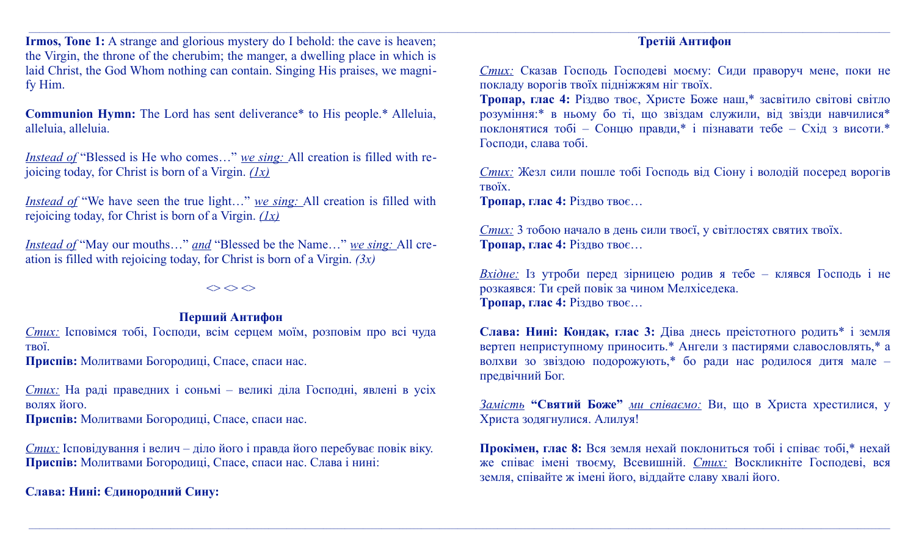**Irmos, Tone 1:** A strange and glorious mystery do I behold: the cave is heaven; the Virgin, the throne of the cherubim; the manger, a dwelling place in which is laid Christ, the God Whom nothing can contain. Singing His praises, we magnify Him.

**Communion Hymn:** The Lord has sent deliverance* to His people.* Alleluia, alleluia, alleluia.

*Instead of* "Blessed is He who comes…" *we sing:* All creation is filled with rejoicing today, for Christ is born of a Virgin. *(1x)*

*Instead of* "We have seen the true light…" *we sing:* All creation is filled with rejoicing today, for Christ is born of a Virgin. *(1x)*

*Instead of* "May our mouths…" *and* "Blessed be the Name…" *we sing:* All creation is filled with rejoicing today, for Christ is born of a Virgin. *(3x)*

<> <> <>

### Перший Антифон

*Стих:* Ісповімся тобі, Господи, всім серцем моїм, розповім про всі чуда твої.
**Приспів:** Молитвами Богородиці, Спасе, спаси нас.

*Стих:* На раді праведних і соньмі – великі діла Господні, явлені в усіх волях його.
**Приспів:** Молитвами Богородиці, Спасе, спаси нас.

*Стих:* Ісповідування і велич – діло його і правда його перебуває повік віку.
**Приспів:** Молитвами Богородиці, Спасе, спаси нас. Слава і нині:

**Слава: Нині: Єдинородний Сину:**

### Третій Антифон

*Стих:* Сказав Господь Господеві моєму: Сиди праворуч мене, поки не покладу ворогів твоїх підніжжям ніг твоїх.
**Тропар, глас 4:** Різдво твоє, Христе Боже наш,* засвітило світові світло розуміння:* в ньому бо ті, що звіздам служили, від звізди навчилися* поклонятися тобі – Сонцю правди,* і пізнавати тебе – Схід з висоти.* Господи, слава тобі.

*Стих:* Жезл сили пошле тобі Господь від Сіону і володій посеред ворогів твоїх.
**Тропар, глас 4:** Різдво твоє…

*Стих:* З тобою начало в день сили твоєї, у світлостях святих твоїх.
**Тропар, глас 4:** Різдво твоє…

*Вхідне:* Із утроби перед зірницею родив я тебе – клявся Господь і не розкаявся: Ти єрей повік за чином Мелхіседека.
**Тропар, глас 4:** Різдво твоє…

**Слава: Нині: Кондак, глас 3:** Діва днесь преістотного родить* і земля вертеп неприступному приносить.* Ангели з пастирями славословлять,* а волхви зо звіздою подорожують,* бо ради нас родилося дитя мале – предвічний Бог.

*Замість* **"Святий Боже"** *ми співаємо:* Ви, що в Христа хрестилися, у Христа зодягнулися. Алилуя!

**Прокімен, глас 8:** Вся земля нехай поклониться тобі і співає тобі,* нехай же співає імені твоєму, Всевишній. *Стих:* Воскликніте Господеві, вся земля, співайте ж імені його, віддайте славу хвалі його.